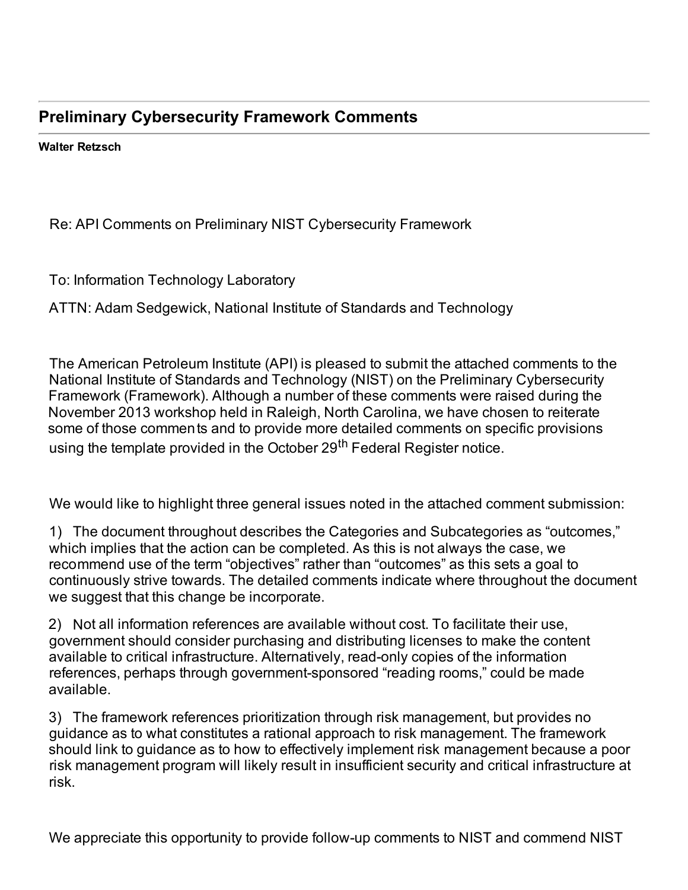## Preliminary Cybersecurity Framework Comments

**Walter Retzsch**

Re: API Comments on Preliminary NIST Cybersecurity Framework

To: Information Technology Laboratory

ATTN: Adam Sedgewick, National Institute of Standards and Technology

The American Petroleum Institute (API) is pleased to submit the attached comments to the National Institute of Standards and Technology (NIST) on the Preliminary Cybersecurity Framework (Framework). Although a number of these comments were raised during the November 2013 workshop held in Raleigh, North Carolina, we have chosen to reiterate some of those comments and to provide more detailed comments on specific provisions using the template provided in the October 29th Federal Register notice.

We would like to highlight three general issues noted in the attached comment submission:

1) The document throughout describes the Categories and Subcategories as "outcomes," which implies that the action can be completed. As this is not always the case, we recommend use of the term "objectives" rather than "outcomes" as this sets a goal to continuously strive towards. The detailed comments indicate where throughout the document we suggest that this change be incorporate.

2) Not all information references are available without cost. To facilitate their use, government should consider purchasing and distributing licenses to make the content available to critical infrastructure. Alternatively, read-only copies of the information references, perhaps through government-sponsored "reading rooms," could be made available.

3) The framework references prioritization through risk management, but provides no guidance as to what constitutes a rational approach to risk management. The framework should link to guidance as to how to effectively implement risk management because a poor risk management program will likely result in insufficient security and critical infrastructure at risk.

We appreciate this opportunity to provide follow-up comments to NIST and commend NIST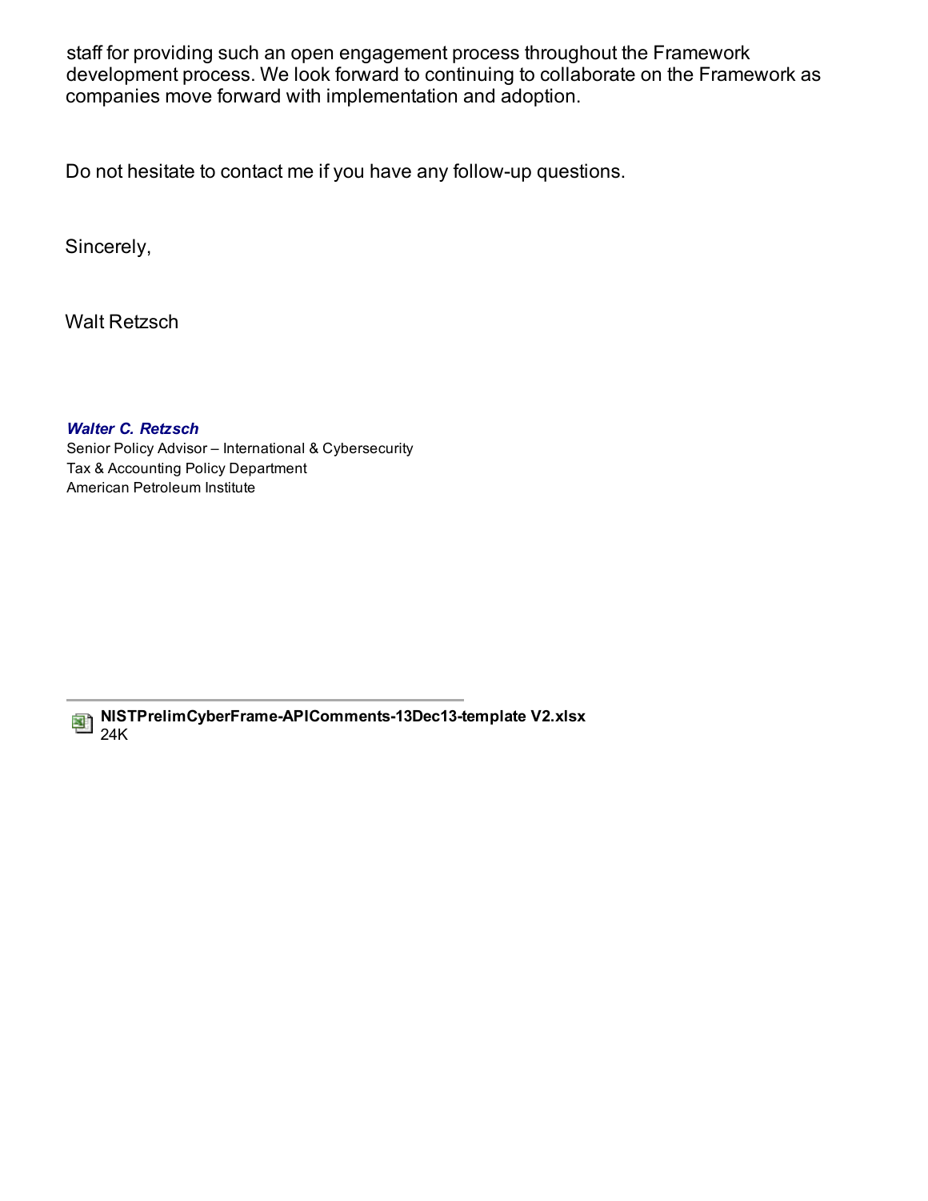staff for providing such an open engagement process throughout the Framework development process. We look forward to continuing to collaborate on the Framework as companies move forward with implementation and adoption.

Do not hesitate to contact me if you have any follow-up questions.

Sincerely,

Walt Retzsch

***Walter C. Retzsch***
Senior Policy Advisor – International & Cybersecurity
Tax & Accounting Policy Department
American Petroleum Institute

---

**NISTPrelimCyberFrame-APIComments-13Dec13-template V2.xlsx**
24K